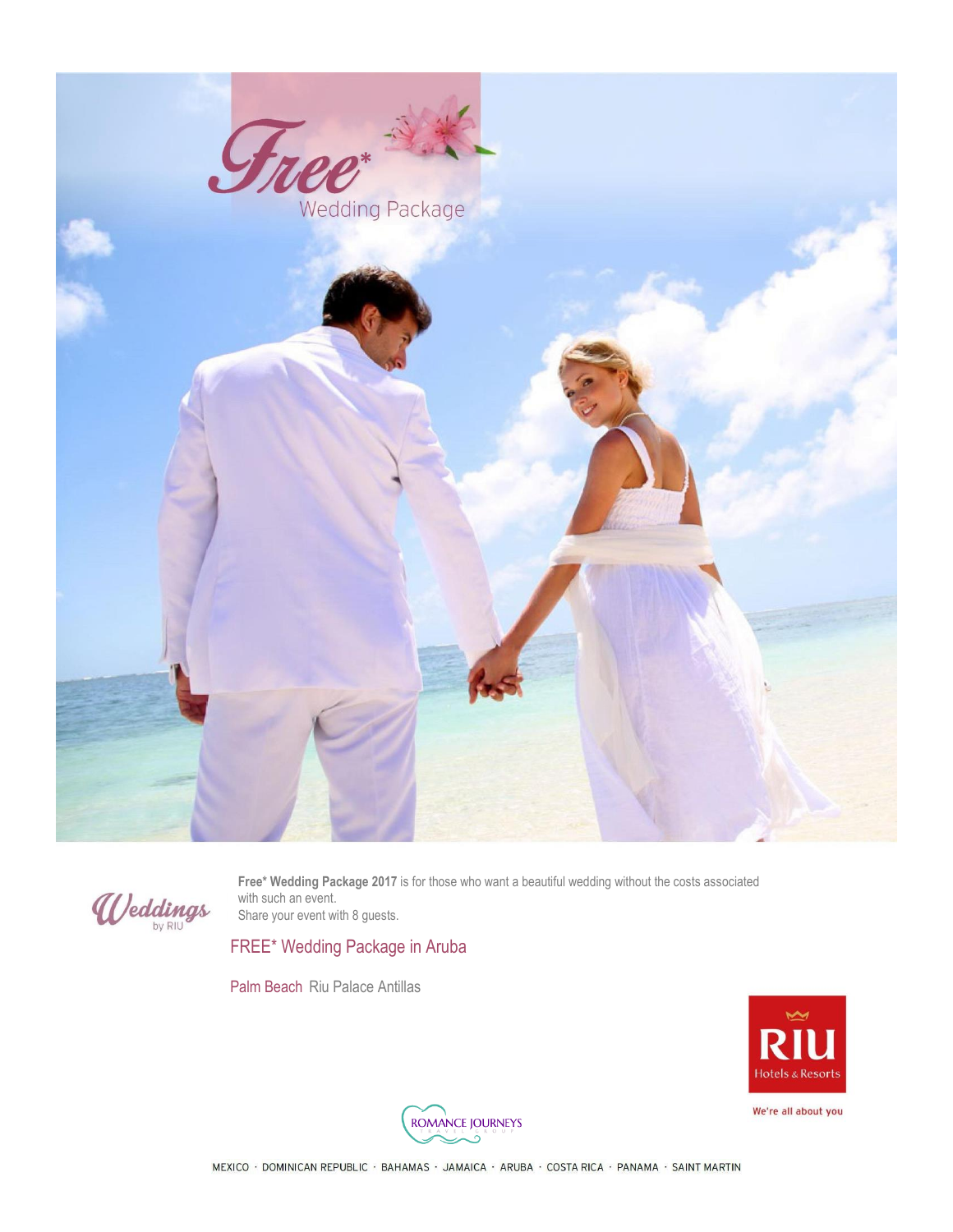# Free* Wedding Package

Weddings by RIU

**Free* Wedding Package 2017** is for those who want a beautiful wedding without the costs associated with such an event.
Share your event with 8 guests.

## FREE* Wedding Package in Aruba

Palm Beach Riu Palace Antillas

RIU Hotels & Resorts

We're all about you

ROMANCE JOURNEYS TRAVEL GROUP

MEXICO · DOMINICAN REPUBLIC · BAHAMAS · JAMAICA · ARUBA · COSTA RICA · PANAMA · SAINT MARTIN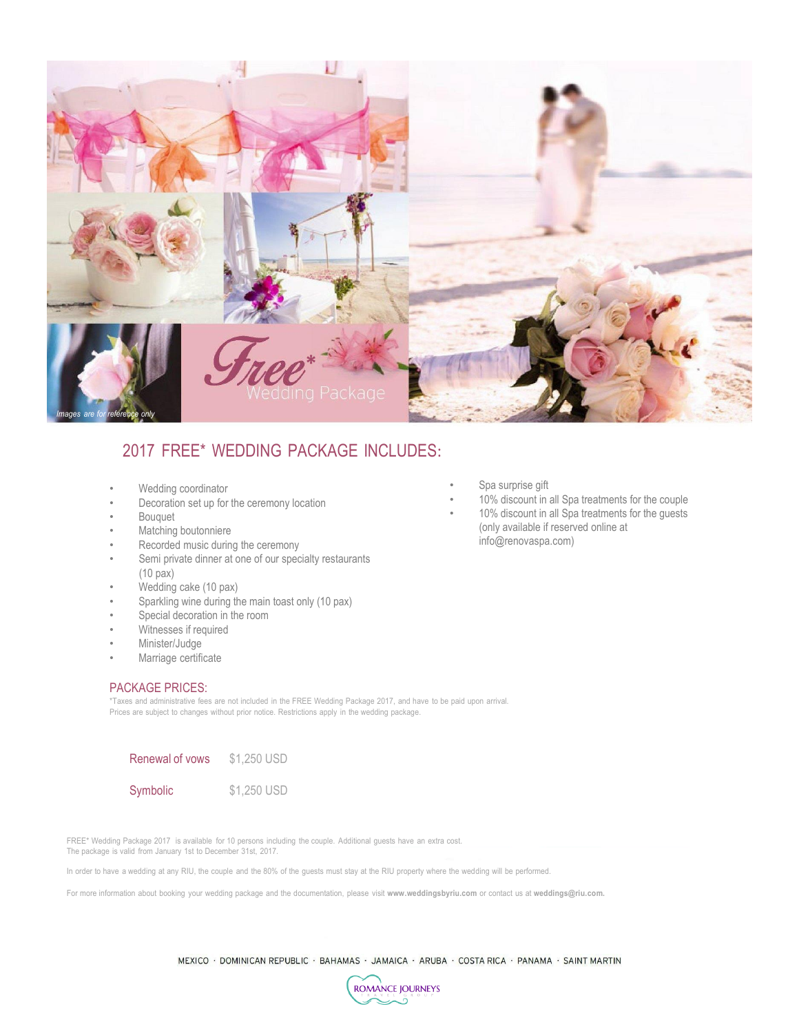Images are for reference only

Free* Wedding Package

## 2017 FREE* WEDDING PACKAGE INCLUDES:

- Wedding coordinator
- Decoration set up for the ceremony location
- Bouquet
- Matching boutonniere
- Recorded music during the ceremony
- Semi private dinner at one of our specialty restaurants (10 pax)
- Wedding cake (10 pax)
- Sparkling wine during the main toast only (10 pax)
- Special decoration in the room
- Witnesses if required
- Minister/Judge
- Marriage certificate
- Spa surprise gift
- 10% discount in all Spa treatments for the couple
- 10% discount in all Spa treatments for the guests (only available if reserved online at info@renovaspa.com)

## PACKAGE PRICES:

*Taxes and administrative fees are not included in the FREE Wedding Package 2017, and have to be paid upon arrival.
Prices are subject to changes without prior notice. Restrictions apply in the wedding package.

| | |
|---|---|
| Renewal of vows | $1,250 USD |
| Symbolic | $1,250 USD |

FREE* Wedding Package 2017 is available for 10 persons including the couple. Additional guests have an extra cost.
The package is valid from January 1st to December 31st, 2017.

In order to have a wedding at any RIU, the couple and the 80% of the guests must stay at the RIU property where the wedding will be performed.

For more information about booking your wedding package and the documentation, please visit **www.weddingsbyriu.com** or contact us at **weddings@riu.com.**

MEXICO · DOMINICAN REPUBLIC · BAHAMAS · JAMAICA · ARUBA · COSTA RICA · PANAMA · SAINT MARTIN

ROMANCE JOURNEYS TRAVEL GROUP